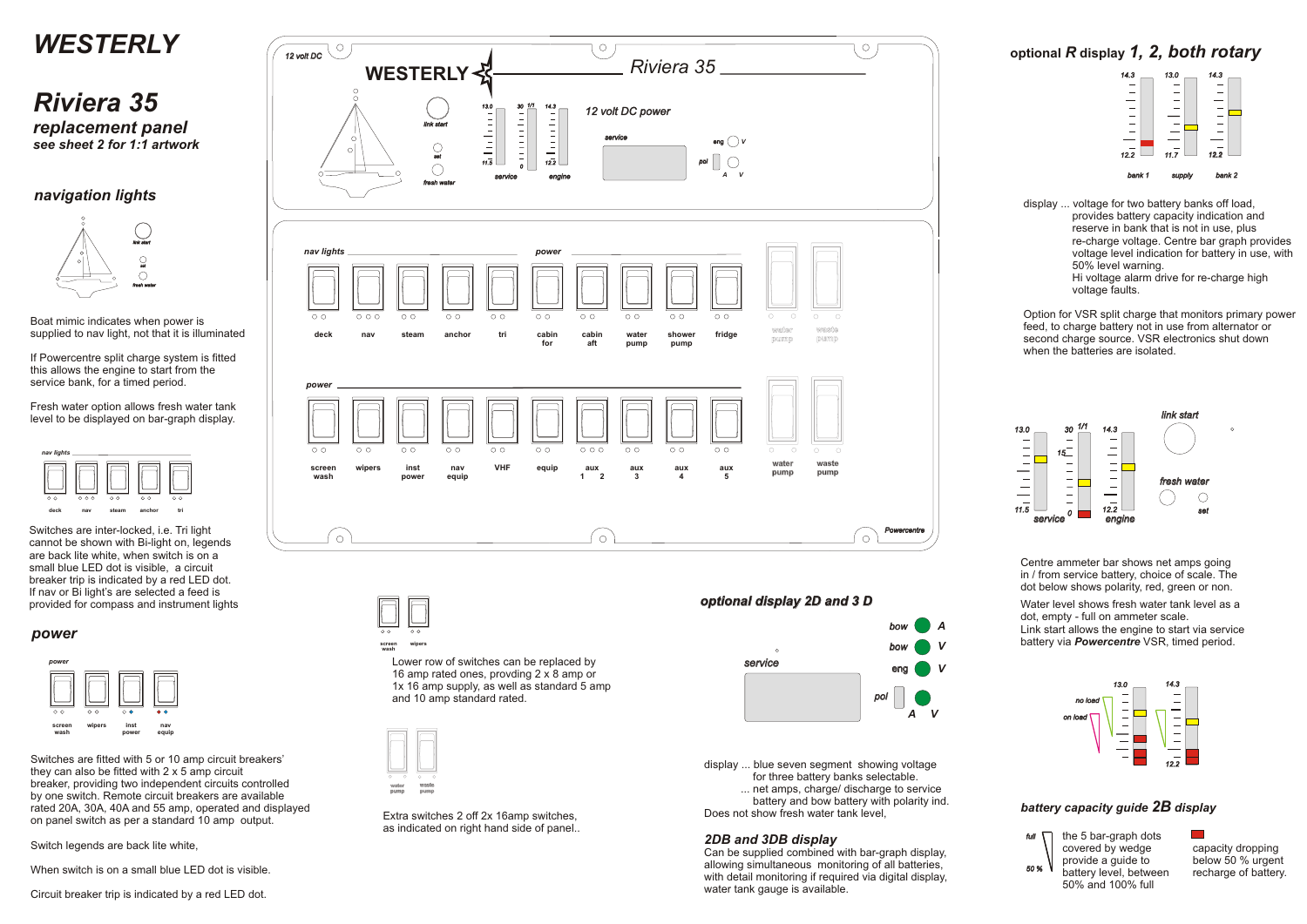# WESTERLY

# Riviera 35

### *replacement panel*

***see sheet 2 for 1:1 artwork***

## *navigation lights*

link start

set

fresh water

Boat mimic indicates when power is supplied to nav light, not that it is illuminated

If Powercentre split charge system is fitted this allows the engine to start from the service bank, for a timed period.

Fresh water option allows fresh water tank level to be displayed on bar-graph display.

nav lights

deck | nav | steam | anchor | tri

Switches are inter-locked, i.e. Tri light cannot be shown with Bi-light on, legends are back lite white, when switch is on a small blue LED dot is visible, a circuit breaker trip is indicated by a red LED dot. If nav or Bi light's are selected a feed is provided for compass and instrument lights

## *power*

power

screen wash | wipers | inst power | nav equip

Switches are fitted with 5 or 10 amp circuit breakers' they can also be fitted with 2 x 5 amp circuit breaker, providing two independent circuits controlled by one switch. Remote circuit breakers are available rated 20A, 30A, 40A and 55 amp, operated and displayed on panel switch as per a standard 10 amp output.

Switch legends are back lite white,

When switch is on a small blue LED dot is visible.

Circuit breaker trip is indicated by a red LED dot.

---

12 volt DC

**WESTERLY** *Riviera 35*

link start

set

fresh water

13.0 | 30 1/1 | 14.3

11.5 | 0 | 12.2

service | engine

*12 volt DC power*

service

eng V

pol A V

nav lights — power

deck | nav | steam | anchor | tri | cabin for | cabin aft | water pump | shower pump | fridge | water pump | waste pump

power

screen wash | wipers | inst power | nav equip | VHF | equip | aux 1 2 | aux 3 | aux 4 | aux 5 | water pump | waste pump

Powercentre

screen wash | wipers

Lower row of switches can be replaced by 16 amp rated ones, provding 2 x 8 amp or 1x 16 amp supply, as well as standard 5 amp and 10 amp standard rated.

water pump | waste pump

Extra switches 2 off 2x 16amp switches, as indicated on right hand side of panel..

## *optional display 2D and 3 D*

service

bow A

bow V

eng V

pol A V

display ... blue seven segment showing voltage for three battery banks selectable.
... net amps, charge/ discharge to service battery and bow battery with polarity ind.
Does not show fresh water tank level,

### *2DB and 3DB display*

Can be supplied combined with bar-graph display, allowing simultaneous monitoring of all batteries, with detail monitoring if required via digital display, water tank gauge is available.

---

## optional *R* display *1, 2, both rotary*

14.3 | 13.0 | 14.3

12.2 | 11.7 | 12.2

bank 1 | supply | bank 2

display ... voltage for two battery banks off load, provides battery capacity indication and reserve in bank that is not in use, plus re-charge voltage. Centre bar graph provides voltage level indication for battery in use, with 50% level warning.
Hi voltage alarm drive for re-charge high voltage faults.

Option for VSR split charge that monitors primary power feed, to charge battery not in use from alternator or second charge source. VSR electronics shut down when the batteries are isolated.

13.0 | 30 1/1 15 | 14.3

11.5 | 0 | 12.2

service | engine

link start

fresh water

set

Centre ammeter bar shows net amps going in / from service battery, choice of scale. The dot below shows polarity, red, green or non.

Water level shows fresh water tank level as a dot, empty - full on ammeter scale.
Link start allows the engine to start via service battery via ***Powercentre*** VSR, timed period.

13.0 | 14.3

no load

on load

12.2

### *battery capacity guide 2B display*

full

50 %

the 5 bar-graph dots covered by wedge provide a guide to battery level, between 50% and 100% full

capacity dropping below 50 % urgent recharge of battery.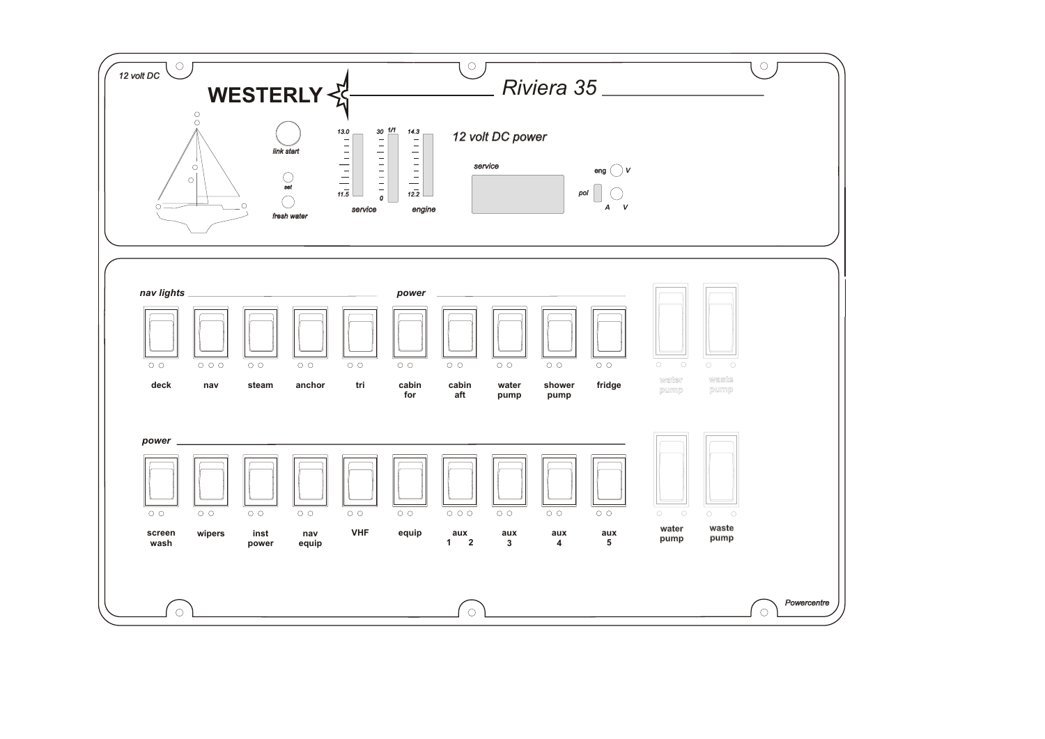12 volt DC

**WESTERLY** *Riviera 35*

link start

set

fresh water

13.0
11.5
service

30 1/1
0

14.3
12.2
engine

*12 volt DC power*

service

eng V

pol

A V

*nav lights*

*power*

deck

nav

steam

anchor

tri

cabin for

cabin aft

water pump

shower pump

fridge

water pump

waste pump

*power*

screen wash

wipers

inst power

nav equip

VHF

equip

aux 1 2

aux 3

aux 4

aux 5

water pump

waste pump

Powercentre